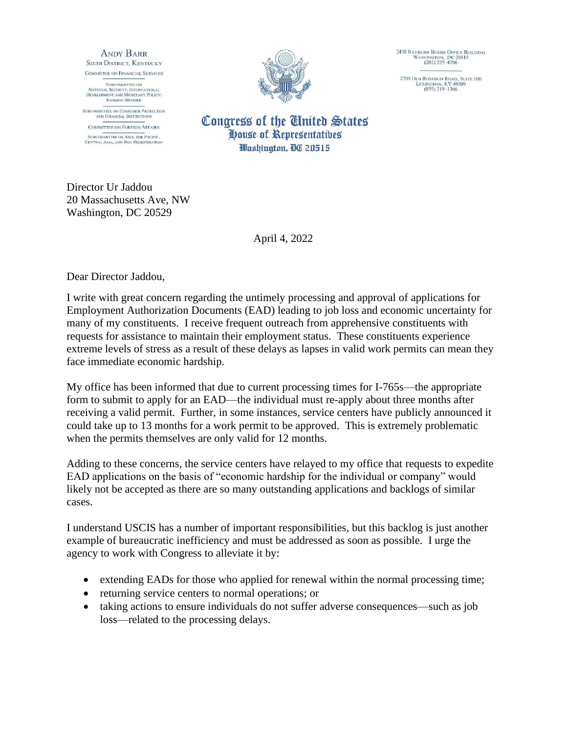ANDY BARR
SIXTH DISTRICT, KENTUCKY

COMMITTEE ON FINANCIAL SERVICES

SUBCOMMITTEE ON NATIONAL SECURITY, INTERNATIONAL DEVELOPMENT AND MONETARY POLICY; RANKING MEMBER

SUBCOMMITTEE ON CONSUMER PROTECTION AND FINANCIAL INSTITUTIONS

COMMITTEE ON FOREIGN AFFAIRS

SUBCOMMITTEE ON ASIA, THE PACIFIC, CENTRAL ASIA, AND NON PROLIFERATION

**Congress of the United States**
**House of Representatives**
**Washington, DC 20515**

2430 RAYBURN HOUSE OFFICE BUILDING
WASHINGTON, DC 20515
(202) 225-4706

2709 OLD ROSEBUD ROAD, SUITE 100
LEXINGTON, KY 40509
(859) 219-1366

Director Ur Jaddou
20 Massachusetts Ave, NW
Washington, DC 20529

April 4, 2022

Dear Director Jaddou,

I write with great concern regarding the untimely processing and approval of applications for Employment Authorization Documents (EAD) leading to job loss and economic uncertainty for many of my constituents. I receive frequent outreach from apprehensive constituents with requests for assistance to maintain their employment status. These constituents experience extreme levels of stress as a result of these delays as lapses in valid work permits can mean they face immediate economic hardship.

My office has been informed that due to current processing times for I-765s—the appropriate form to submit to apply for an EAD—the individual must re-apply about three months after receiving a valid permit. Further, in some instances, service centers have publicly announced it could take up to 13 months for a work permit to be approved. This is extremely problematic when the permits themselves are only valid for 12 months.

Adding to these concerns, the service centers have relayed to my office that requests to expedite EAD applications on the basis of "economic hardship for the individual or company" would likely not be accepted as there are so many outstanding applications and backlogs of similar cases.

I understand USCIS has a number of important responsibilities, but this backlog is just another example of bureaucratic inefficiency and must be addressed as soon as possible. I urge the agency to work with Congress to alleviate it by:

- extending EADs for those who applied for renewal within the normal processing time;
- returning service centers to normal operations; or
- taking actions to ensure individuals do not suffer adverse consequences—such as job loss—related to the processing delays.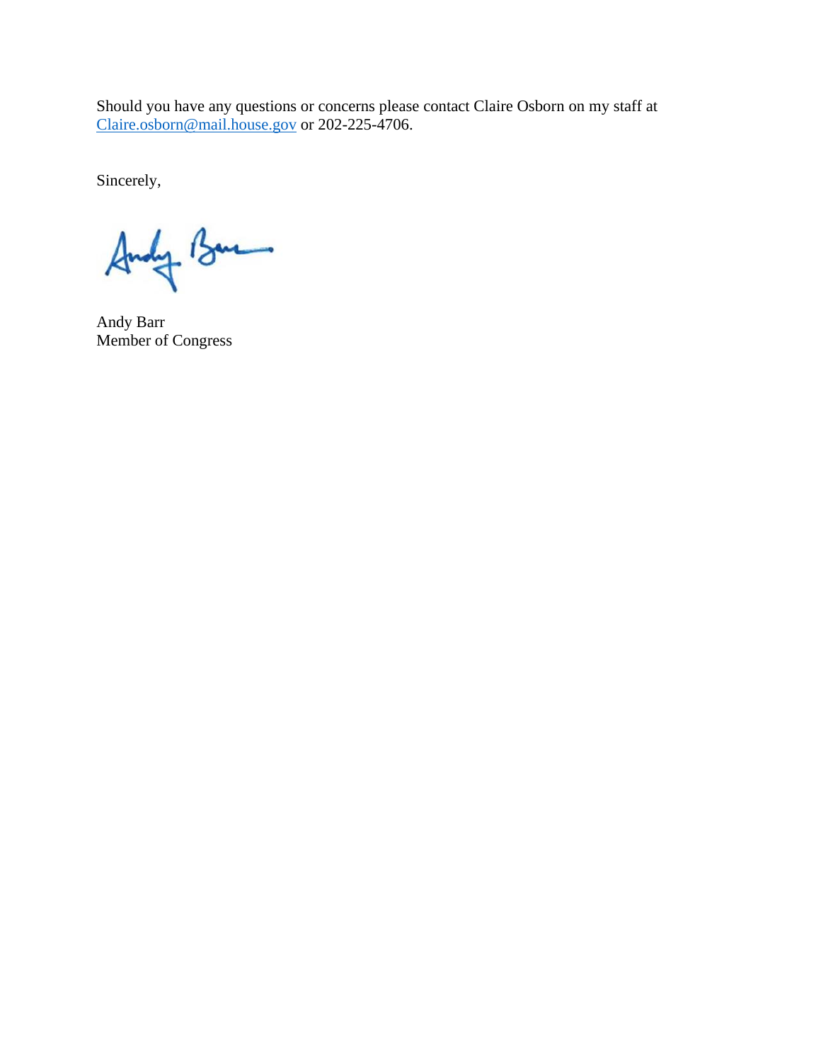Should you have any questions or concerns please contact Claire Osborn on my staff at Claire.osborn@mail.house.gov or 202-225-4706.

Sincerely,

Andy Barr
Member of Congress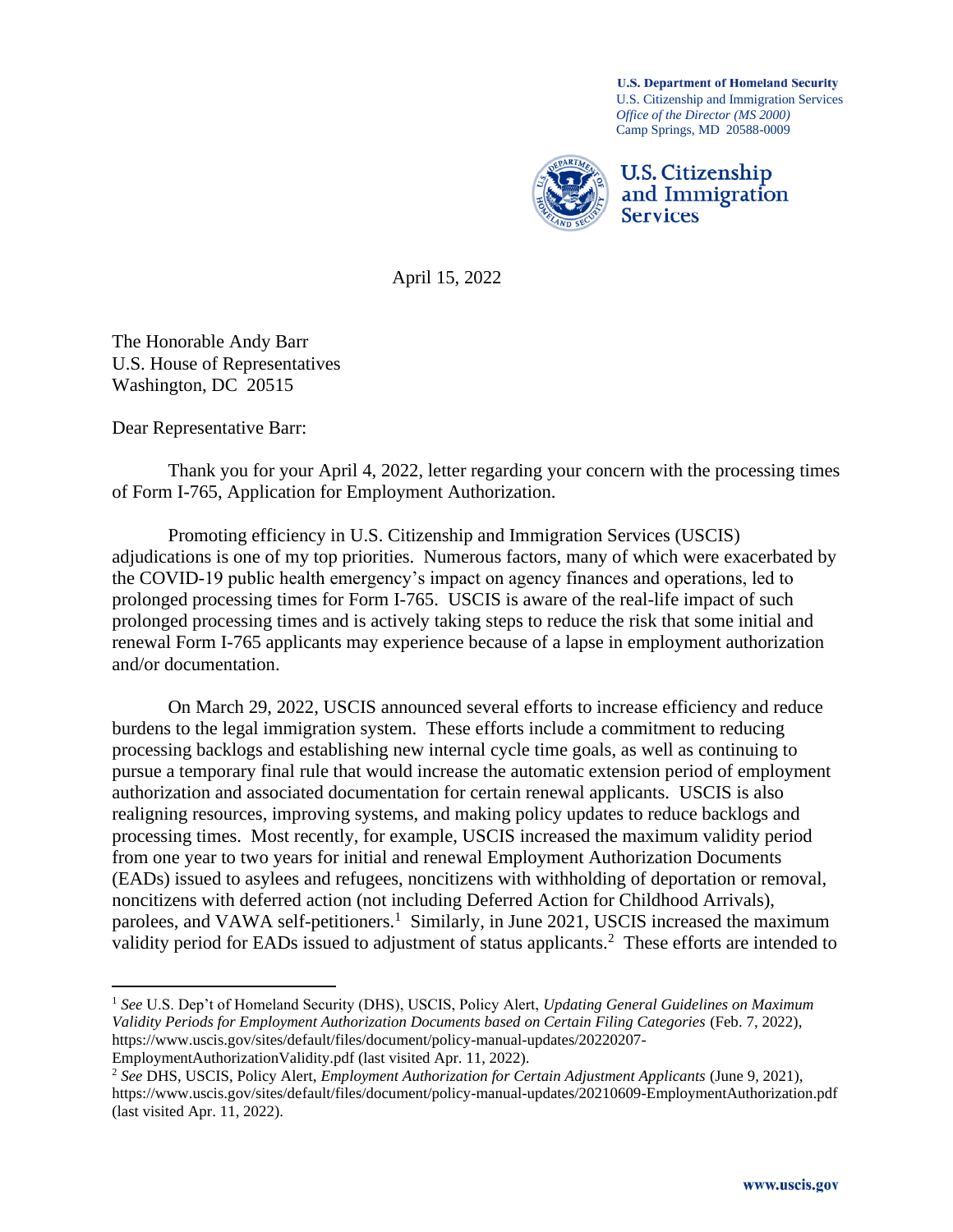**U.S. Department of Homeland Security**
U.S. Citizenship and Immigration Services
*Office of the Director (MS 2000)*
Camp Springs, MD 20588-0009

**U.S. Citizenship and Immigration Services**

April 15, 2022

The Honorable Andy Barr
U.S. House of Representatives
Washington, DC 20515

Dear Representative Barr:

Thank you for your April 4, 2022, letter regarding your concern with the processing times of Form I-765, Application for Employment Authorization.

Promoting efficiency in U.S. Citizenship and Immigration Services (USCIS) adjudications is one of my top priorities. Numerous factors, many of which were exacerbated by the COVID-19 public health emergency's impact on agency finances and operations, led to prolonged processing times for Form I-765. USCIS is aware of the real-life impact of such prolonged processing times and is actively taking steps to reduce the risk that some initial and renewal Form I-765 applicants may experience because of a lapse in employment authorization and/or documentation.

On March 29, 2022, USCIS announced several efforts to increase efficiency and reduce burdens to the legal immigration system. These efforts include a commitment to reducing processing backlogs and establishing new internal cycle time goals, as well as continuing to pursue a temporary final rule that would increase the automatic extension period of employment authorization and associated documentation for certain renewal applicants. USCIS is also realigning resources, improving systems, and making policy updates to reduce backlogs and processing times. Most recently, for example, USCIS increased the maximum validity period from one year to two years for initial and renewal Employment Authorization Documents (EADs) issued to asylees and refugees, noncitizens with withholding of deportation or removal, noncitizens with deferred action (not including Deferred Action for Childhood Arrivals), parolees, and VAWA self-petitioners.[1] Similarly, in June 2021, USCIS increased the maximum validity period for EADs issued to adjustment of status applicants.[2] These efforts are intended to

---

[1] *See* U.S. Dep't of Homeland Security (DHS), USCIS, Policy Alert, *Updating General Guidelines on Maximum Validity Periods for Employment Authorization Documents based on Certain Filing Categories* (Feb. 7, 2022), https://www.uscis.gov/sites/default/files/document/policy-manual-updates/20220207-EmploymentAuthorizationValidity.pdf (last visited Apr. 11, 2022).

[2] *See* DHS, USCIS, Policy Alert, *Employment Authorization for Certain Adjustment Applicants* (June 9, 2021), https://www.uscis.gov/sites/default/files/document/policy-manual-updates/20210609-EmploymentAuthorization.pdf (last visited Apr. 11, 2022).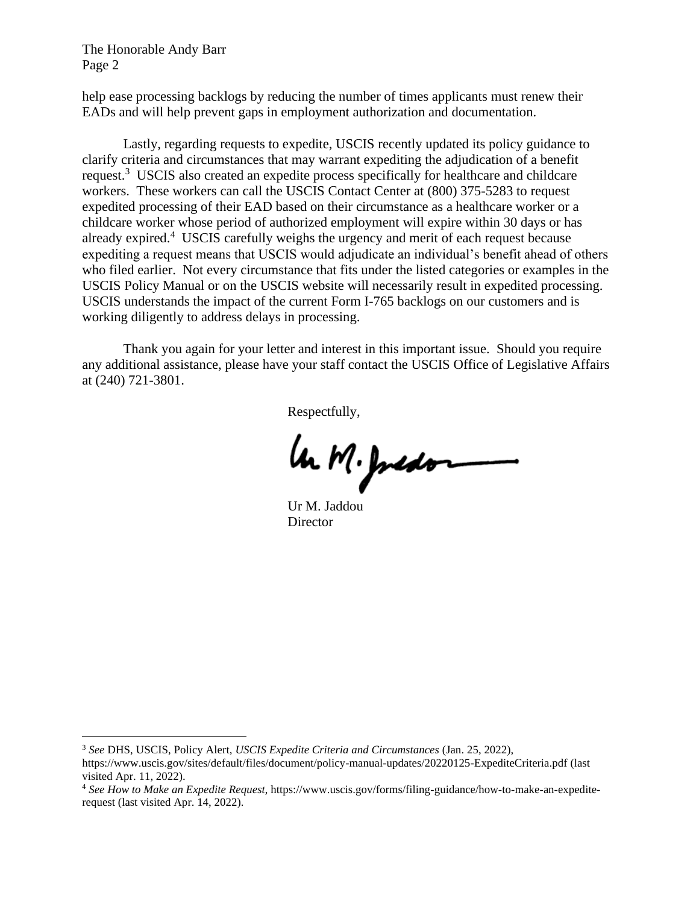help ease processing backlogs by reducing the number of times applicants must renew their EADs and will help prevent gaps in employment authorization and documentation.

Lastly, regarding requests to expedite, USCIS recently updated its policy guidance to clarify criteria and circumstances that may warrant expediting the adjudication of a benefit request.[3] USCIS also created an expedite process specifically for healthcare and childcare workers. These workers can call the USCIS Contact Center at (800) 375-5283 to request expedited processing of their EAD based on their circumstance as a healthcare worker or a childcare worker whose period of authorized employment will expire within 30 days or has already expired.[4] USCIS carefully weighs the urgency and merit of each request because expediting a request means that USCIS would adjudicate an individual's benefit ahead of others who filed earlier. Not every circumstance that fits under the listed categories or examples in the USCIS Policy Manual or on the USCIS website will necessarily result in expedited processing. USCIS understands the impact of the current Form I-765 backlogs on our customers and is working diligently to address delays in processing.

Thank you again for your letter and interest in this important issue. Should you require any additional assistance, please have your staff contact the USCIS Office of Legislative Affairs at (240) 721-3801.

Respectfully,

Ur M. Jaddou
Director

---

[3] *See* DHS, USCIS, Policy Alert, *USCIS Expedite Criteria and Circumstances* (Jan. 25, 2022), https://www.uscis.gov/sites/default/files/document/policy-manual-updates/20220125-ExpediteCriteria.pdf (last visited Apr. 11, 2022).

[4] *See How to Make an Expedite Request*, https://www.uscis.gov/forms/filing-guidance/how-to-make-an-expedite-request (last visited Apr. 14, 2022).